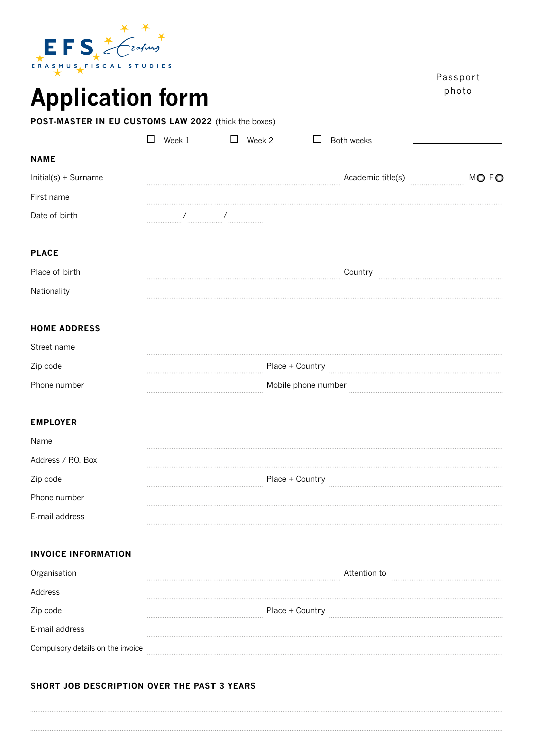EFS ERASMUS FISCAL STUDIES

Passport photo

# Application form

**POST-MASTER IN EU CUSTOMS LAW 2022** (thick the boxes)

☐ Week 1 ☐ Week 2 ☐ Both weeks

## NAME

Initial(s) + Surname ........................ Academic title(s) ........ M○ F○

First name ........................

Date of birth ...... / ...... / ......

## PLACE

Place of birth ........................ Country ........................

Nationality ........................

## HOME ADDRESS

Street name ........................

Zip code ........................ Place + Country ........................

Phone number ........................ Mobile phone number ........................

## EMPLOYER

Name ........................

Address / P.O. Box ........................

Zip code ........................ Place + Country ........................

Phone number ........................

E-mail address ........................

## INVOICE INFORMATION

Organisation ........................ Attention to ........................

Address ........................

Zip code ........................ Place + Country ........................

E-mail address ........................

Compulsory details on the invoice ........................

## SHORT JOB DESCRIPTION OVER THE PAST 3 YEARS

........................

........................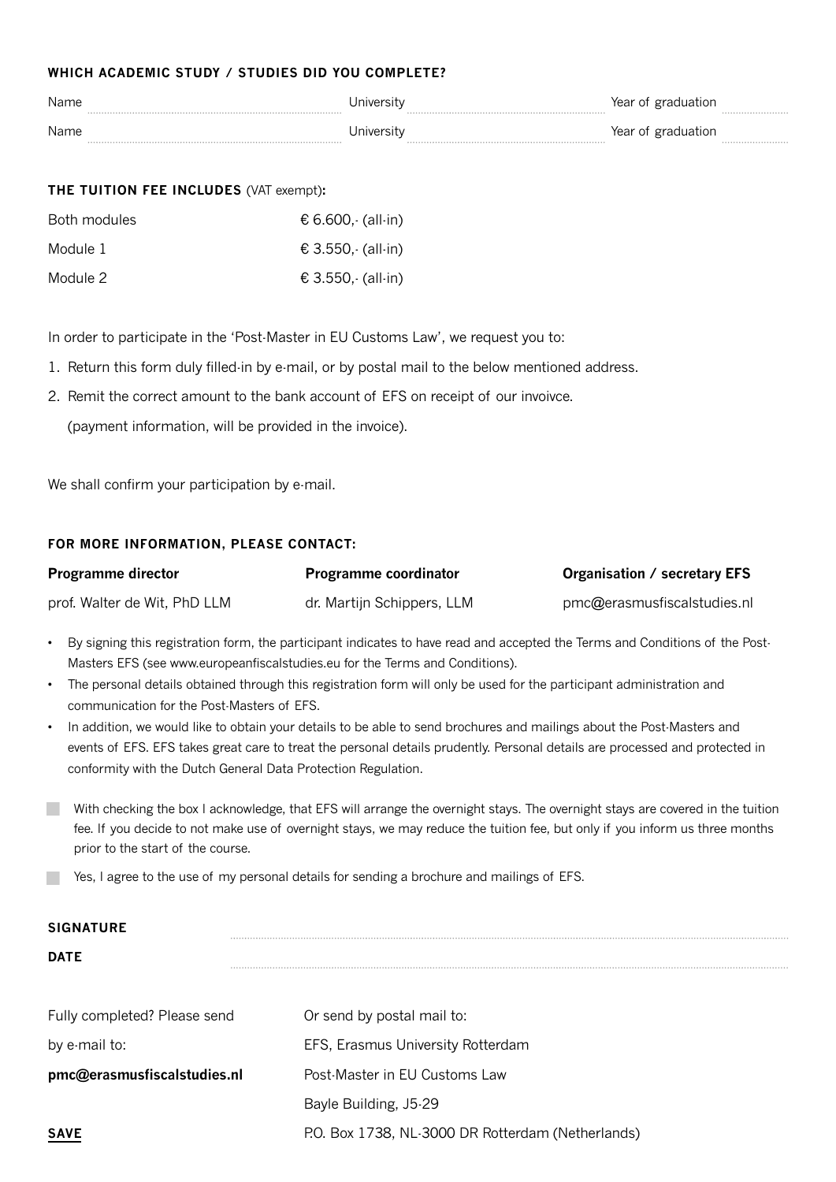### WHICH ACADEMIC STUDY / STUDIES DID YOU COMPLETE?

Name ............ University ............ Year of graduation ............

Name ............ University ............ Year of graduation ............

### THE TUITION FEE INCLUDES (VAT exempt):

| | |
|---|---|
| Both modules | € 6.600,- (all-in) |
| Module 1 | € 3.550,- (all-in) |
| Module 2 | € 3.550,- (all-in) |

In order to participate in the 'Post-Master in EU Customs Law', we request you to:

1. Return this form duly filled-in by e-mail, or by postal mail to the below mentioned address.
2. Remit the correct amount to the bank account of EFS on receipt of our invoivce.

   (payment information, will be provided in the invoice).

We shall confirm your participation by e-mail.

### FOR MORE INFORMATION, PLEASE CONTACT:

| Programme director | Programme coordinator | Organisation / secretary EFS |
|---|---|---|
| prof. Walter de Wit, PhD LLM | dr. Martijn Schippers, LLM | pmc@erasmusfiscalstudies.nl |

- By signing this registration form, the participant indicates to have read and accepted the Terms and Conditions of the Post-Masters EFS (see www.europeanfiscalstudies.eu for the Terms and Conditions).
- The personal details obtained through this registration form will only be used for the participant administration and communication for the Post-Masters of EFS.
- In addition, we would like to obtain your details to be able to send brochures and mailings about the Post-Masters and events of EFS. EFS takes great care to treat the personal details prudently. Personal details are processed and protected in conformity with the Dutch General Data Protection Regulation.

☐ With checking the box I acknowledge, that EFS will arrange the overnight stays. The overnight stays are covered in the tuition fee. If you decide to not make use of overnight stays, we may reduce the tuition fee, but only if you inform us three months prior to the start of the course.

☐ Yes, I agree to the use of my personal details for sending a brochure and mailings of EFS.

**SIGNATURE** ............

**DATE** ............

Fully completed? Please send by e-mail to:
**pmc@erasmusfiscalstudies.nl**

Or send by postal mail to:
EFS, Erasmus University Rotterdam
Post-Master in EU Customs Law
Bayle Building, J5-29
P.O. Box 1738, NL-3000 DR Rotterdam (Netherlands)

**SAVE**